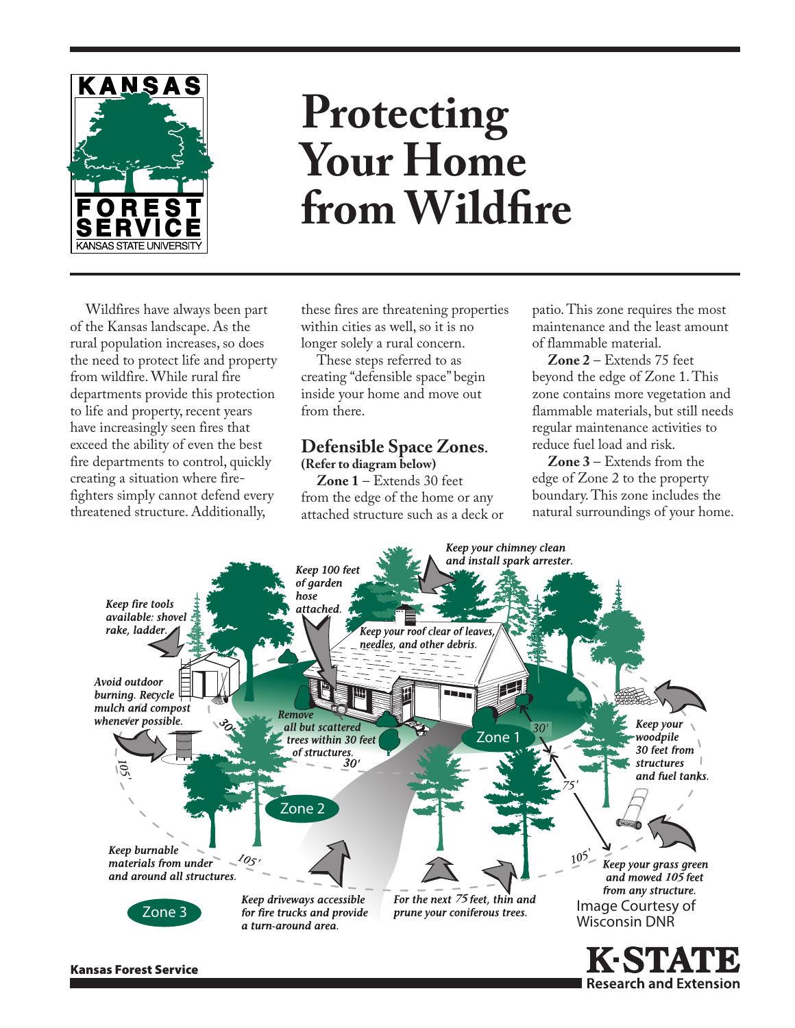# Protecting Your Home from Wildfire

Wildfires have always been part of the Kansas landscape. As the rural population increases, so does the need to protect life and property from wildfire. While rural fire departments provide this protection to life and property, recent years have increasingly seen fires that exceed the ability of even the best fire departments to control, quickly creating a situation where firefighters simply cannot defend every threatened structure. Additionally, these fires are threatening properties within cities as well, so it is no longer solely a rural concern.

These steps referred to as creating "defensible space" begin inside your home and move out from there.

## Defensible Space Zones.

**(Refer to diagram below)**

**Zone 1** – Extends 30 feet from the edge of the home or any attached structure such as a deck or patio. This zone requires the most maintenance and the least amount of flammable material.

**Zone 2** – Extends 75 feet beyond the edge of Zone 1. This zone contains more vegetation and flammable materials, but still needs regular maintenance activities to reduce fuel load and risk.

**Zone 3** – Extends from the edge of Zone 2 to the property boundary. This zone includes the natural surroundings of your home.

*Keep your chimney clean and install spark arrester.*

*Keep 100 feet of garden hose attached.*

*Keep fire tools available: shovel rake, ladder.*

*Keep your roof clear of leaves, needles, and other debris.*

*Avoid outdoor burning. Recycle mulch and compost whenever possible.*

*Remove all but scattered trees within 30 feet of structures.*

*Keep your woodpile 30 feet from structures and fuel tanks.*

Zone 1

Zone 2

Zone 3

30'

75'

105'

*Keep burnable materials from under and around all structures.*

*Keep driveways accessible for fire trucks and provide a turn-around area.*

*For the next 75 feet, thin and prune your coniferous trees.*

*Keep your grass green and mowed 105 feet from any structure.*

Image Courtesy of Wisconsin DNR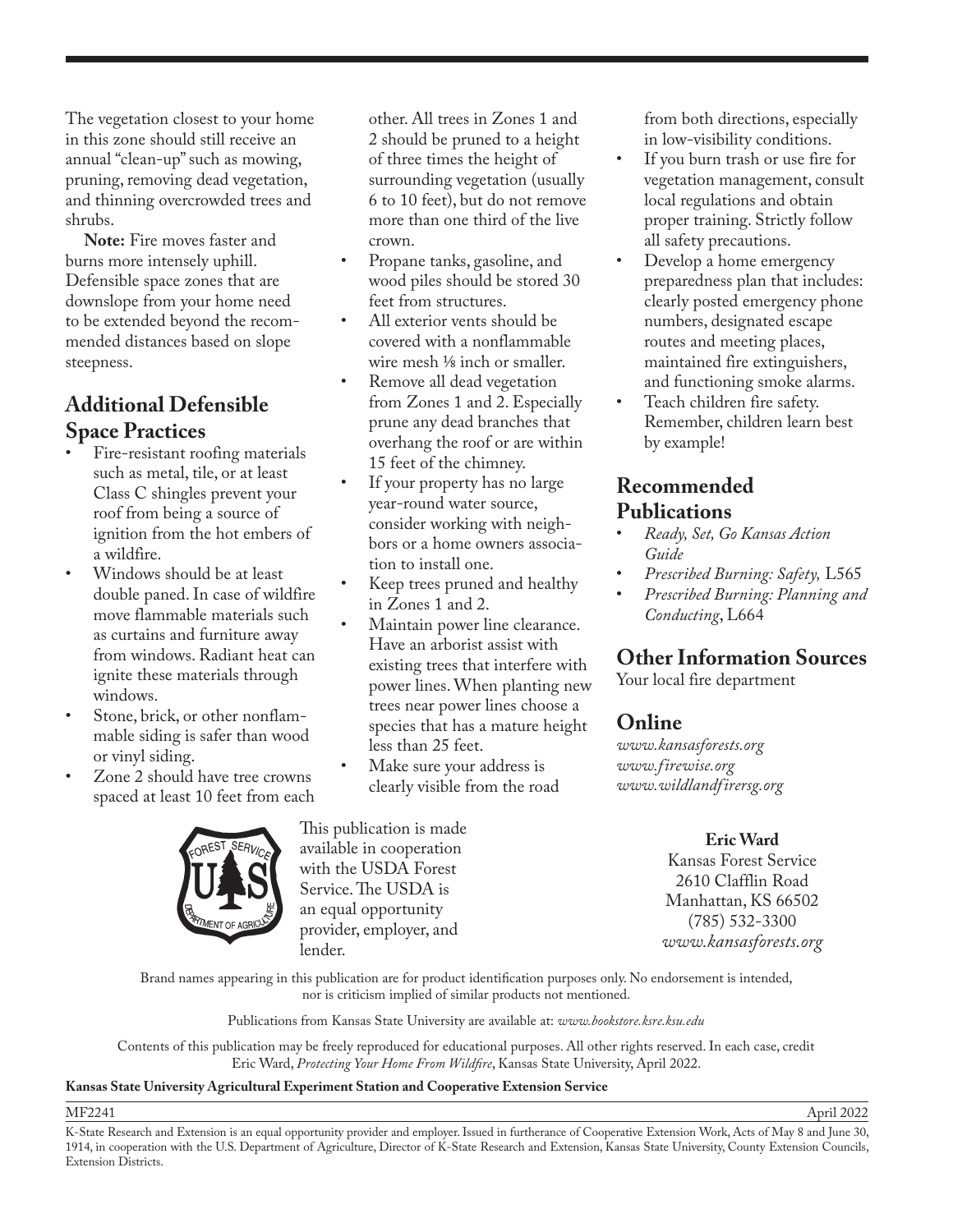The vegetation closest to your home in this zone should still receive an annual "clean-up" such as mowing, pruning, removing dead vegetation, and thinning overcrowded trees and shrubs.

**Note:** Fire moves faster and burns more intensely uphill. Defensible space zones that are downslope from your home need to be extended beyond the recommended distances based on slope steepness.

## Additional Defensible Space Practices

- Fire-resistant roofing materials such as metal, tile, or at least Class C shingles prevent your roof from being a source of ignition from the hot embers of a wildfire.
- Windows should be at least double paned. In case of wildfire move flammable materials such as curtains and furniture away from windows. Radiant heat can ignite these materials through windows.
- Stone, brick, or other nonflammable siding is safer than wood or vinyl siding.
- Zone 2 should have tree crowns spaced at least 10 feet from each other. All trees in Zones 1 and 2 should be pruned to a height of three times the height of surrounding vegetation (usually 6 to 10 feet), but do not remove more than one third of the live crown.
- Propane tanks, gasoline, and wood piles should be stored 30 feet from structures.
- All exterior vents should be covered with a nonflammable wire mesh ⅛ inch or smaller.
- Remove all dead vegetation from Zones 1 and 2. Especially prune any dead branches that overhang the roof or are within 15 feet of the chimney.
- If your property has no large year-round water source, consider working with neighbors or a home owners association to install one.
- Keep trees pruned and healthy in Zones 1 and 2.
- Maintain power line clearance. Have an arborist assist with existing trees that interfere with power lines. When planting new trees near power lines choose a species that has a mature height less than 25 feet.
- Make sure your address is clearly visible from the road from both directions, especially in low-visibility conditions.
- If you burn trash or use fire for vegetation management, consult local regulations and obtain proper training. Strictly follow all safety precautions.
- Develop a home emergency preparedness plan that includes: clearly posted emergency phone numbers, designated escape routes and meeting places, maintained fire extinguishers, and functioning smoke alarms.
- Teach children fire safety. Remember, children learn best by example!

## Recommended Publications

- *Ready, Set, Go Kansas Action Guide*
- *Prescribed Burning: Safety,* L565
- *Prescribed Burning: Planning and Conducting*, L664

## Other Information Sources

Your local fire department

## Online

*www.kansasforests.org*
*www.firewise.org*
*www.wildlandfirersg.org*

This publication is made available in cooperation with the USDA Forest Service. The USDA is an equal opportunity provider, employer, and lender.

**Eric Ward**
Kansas Forest Service
2610 Clafflin Road
Manhattan, KS 66502
(785) 532-3300
*www.kansasforests.org*

Brand names appearing in this publication are for product identification purposes only. No endorsement is intended, nor is criticism implied of similar products not mentioned.

Publications from Kansas State University are available at: *www.bookstore.ksre.ksu.edu*

Contents of this publication may be freely reproduced for educational purposes. All other rights reserved. In each case, credit Eric Ward, *Protecting Your Home From Wildfire*, Kansas State University, April 2022.

**Kansas State University Agricultural Experiment Station and Cooperative Extension Service**

MF2241 April 2022

K-State Research and Extension is an equal opportunity provider and employer. Issued in furtherance of Cooperative Extension Work, Acts of May 8 and June 30, 1914, in cooperation with the U.S. Department of Agriculture, Director of K-State Research and Extension, Kansas State University, County Extension Councils, Extension Districts.